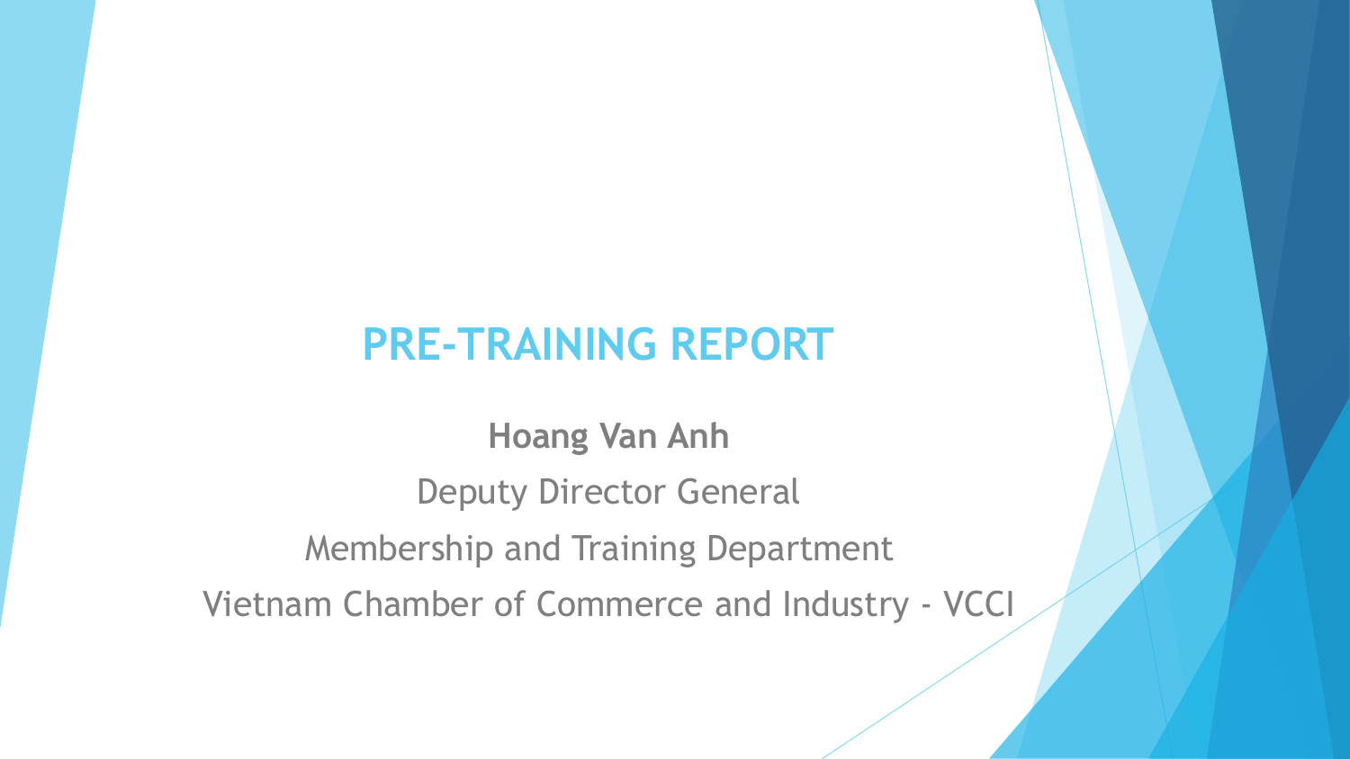# PRE-TRAINING REPORT

**Hoang Van Anh**

Deputy Director General

Membership and Training Department

Vietnam Chamber of Commerce and Industry - VCCI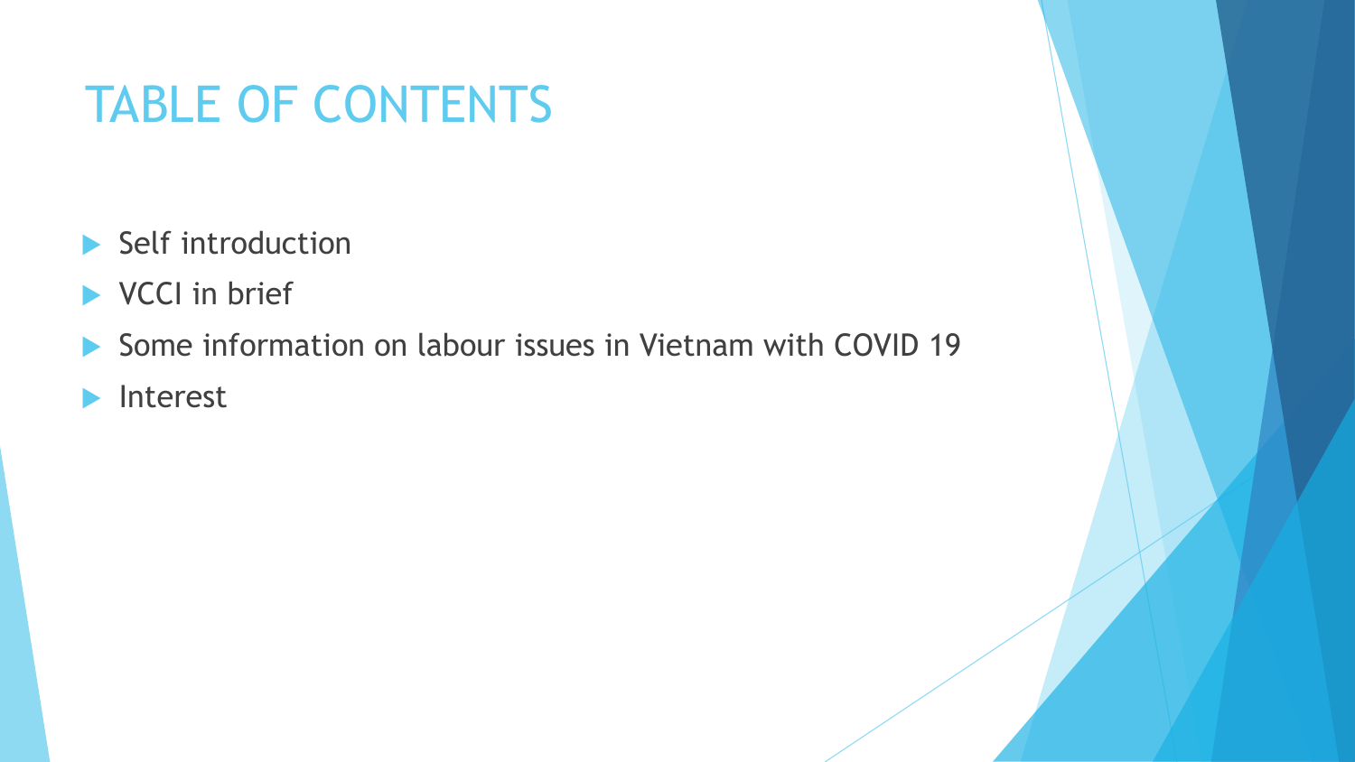# TABLE OF CONTENTS

- Self introduction
- VCCI in brief
- Some information on labour issues in Vietnam with COVID 19
- Interest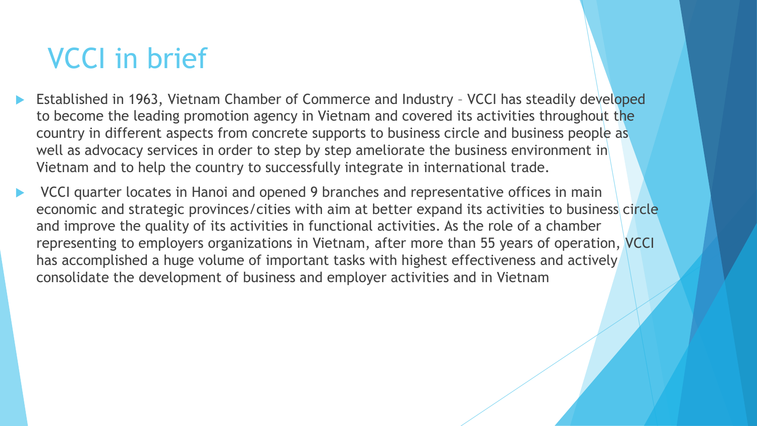# VCCI in brief

- Established in 1963, Vietnam Chamber of Commerce and Industry – VCCI has steadily developed to become the leading promotion agency in Vietnam and covered its activities throughout the country in different aspects from concrete supports to business circle and business people as well as advocacy services in order to step by step ameliorate the business environment in Vietnam and to help the country to successfully integrate in international trade.
- VCCI quarter locates in Hanoi and opened 9 branches and representative offices in main economic and strategic provinces/cities with aim at better expand its activities to business circle and improve the quality of its activities in functional activities. As the role of a chamber representing to employers organizations in Vietnam, after more than 55 years of operation, VCCI has accomplished a huge volume of important tasks with highest effectiveness and actively consolidate the development of business and employer activities and in Vietnam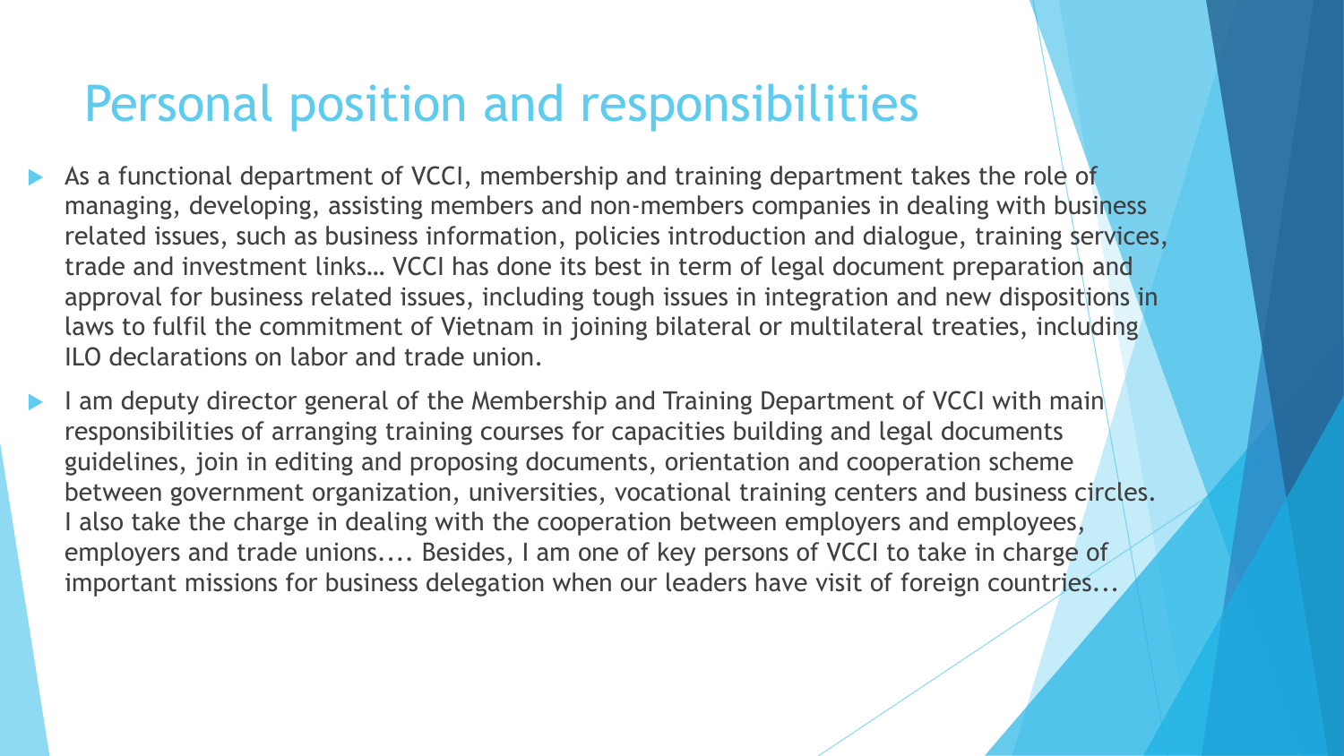# Personal position and responsibilities

- As a functional department of VCCI, membership and training department takes the role of managing, developing, assisting members and non-members companies in dealing with business related issues, such as business information, policies introduction and dialogue, training services, trade and investment links… VCCI has done its best in term of legal document preparation and approval for business related issues, including tough issues in integration and new dispositions in laws to fulfil the commitment of Vietnam in joining bilateral or multilateral treaties, including ILO declarations on labor and trade union.
- I am deputy director general of the Membership and Training Department of VCCI with main responsibilities of arranging training courses for capacities building and legal documents guidelines, join in editing and proposing documents, orientation and cooperation scheme between government organization, universities, vocational training centers and business circles. I also take the charge in dealing with the cooperation between employers and employees, employers and trade unions.... Besides, I am one of key persons of VCCI to take in charge of important missions for business delegation when our leaders have visit of foreign countries...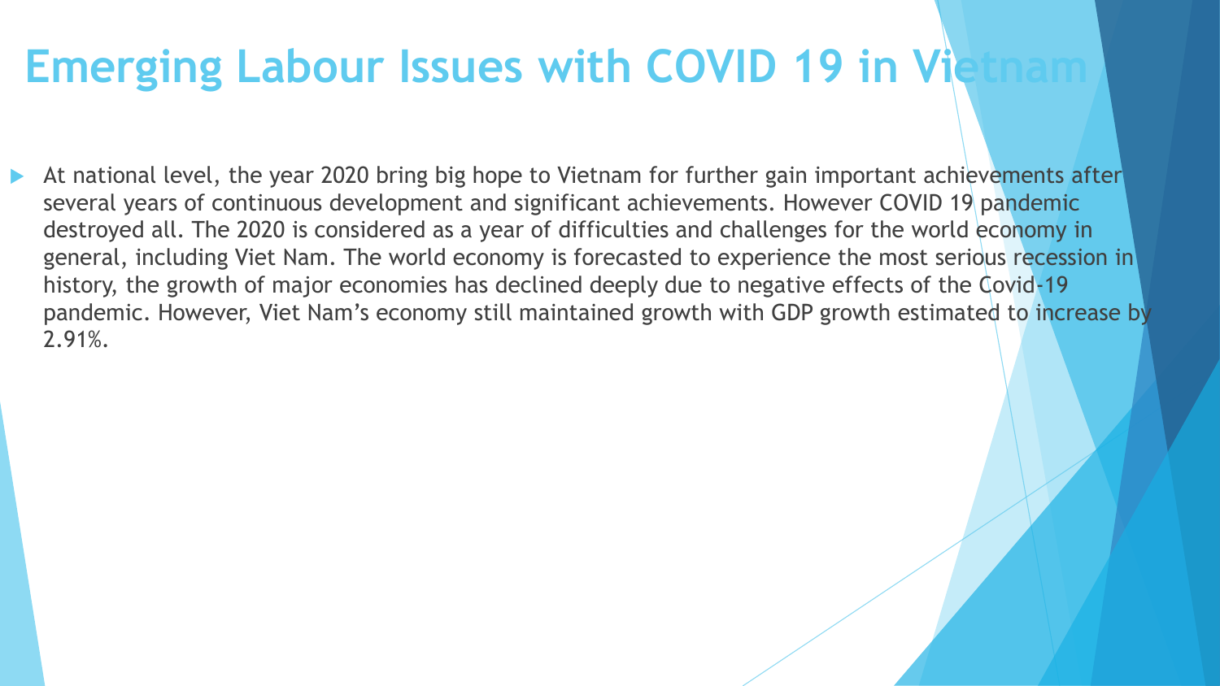# Emerging Labour Issues with COVID 19 in Vietnam

- At national level, the year 2020 bring big hope to Vietnam for further gain important achievements after several years of continuous development and significant achievements. However COVID 19 pandemic destroyed all. The 2020 is considered as a year of difficulties and challenges for the world economy in general, including Viet Nam. The world economy is forecasted to experience the most serious recession in history, the growth of major economies has declined deeply due to negative effects of the Covid-19 pandemic. However, Viet Nam's economy still maintained growth with GDP growth estimated to increase by 2.91%.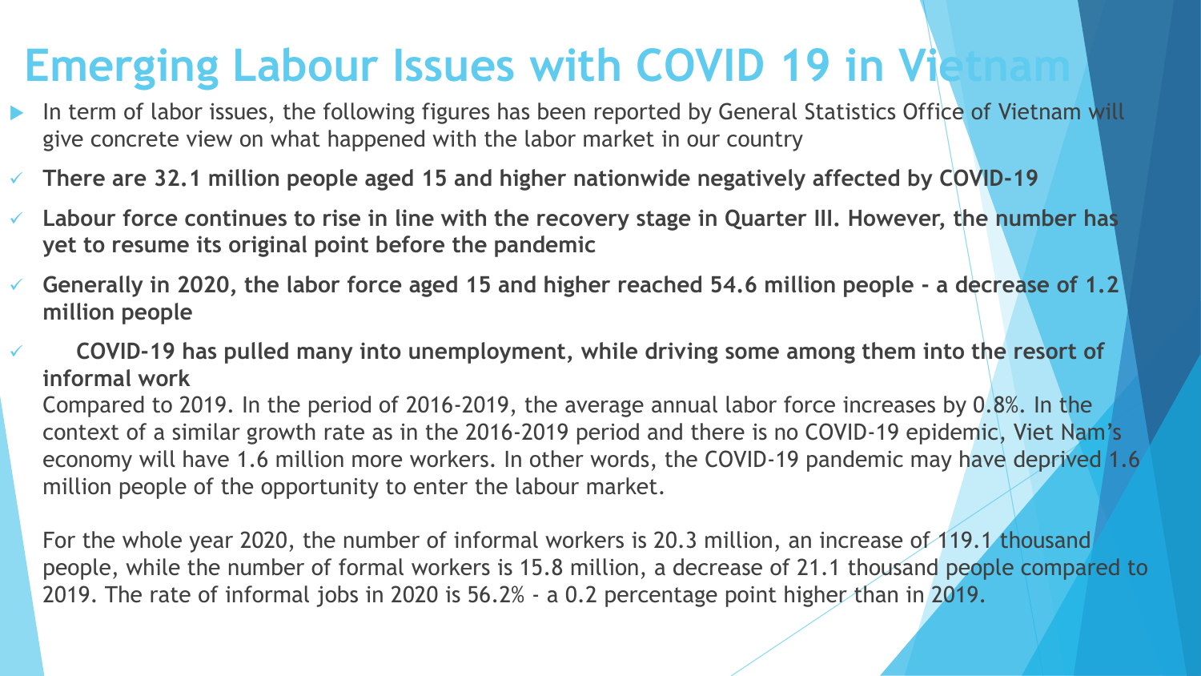# Emerging Labour Issues with COVID 19 in Vietnam

- In term of labor issues, the following figures has been reported by General Statistics Office of Vietnam will give concrete view on what happened with the labor market in our country

- ✓ **There are 32.1 million people aged 15 and higher nationwide negatively affected by COVID-19**
- ✓ **Labour force continues to rise in line with the recovery stage in Quarter III. However, the number has yet to resume its original point before the pandemic**
- ✓ **Generally in 2020, the labor force aged 15 and higher reached 54.6 million people - a decrease of 1.2 million people**
- ✓ **COVID-19 has pulled many into unemployment, while driving some among them into the resort of informal work**

Compared to 2019. In the period of 2016-2019, the average annual labor force increases by 0.8%. In the context of a similar growth rate as in the 2016-2019 period and there is no COVID-19 epidemic, Viet Nam's economy will have 1.6 million more workers. In other words, the COVID-19 pandemic may have deprived 1.6 million people of the opportunity to enter the labour market.

For the whole year 2020, the number of informal workers is 20.3 million, an increase of 119.1 thousand people, while the number of formal workers is 15.8 million, a decrease of 21.1 thousand people compared to 2019. The rate of informal jobs in 2020 is 56.2% - a 0.2 percentage point higher than in 2019.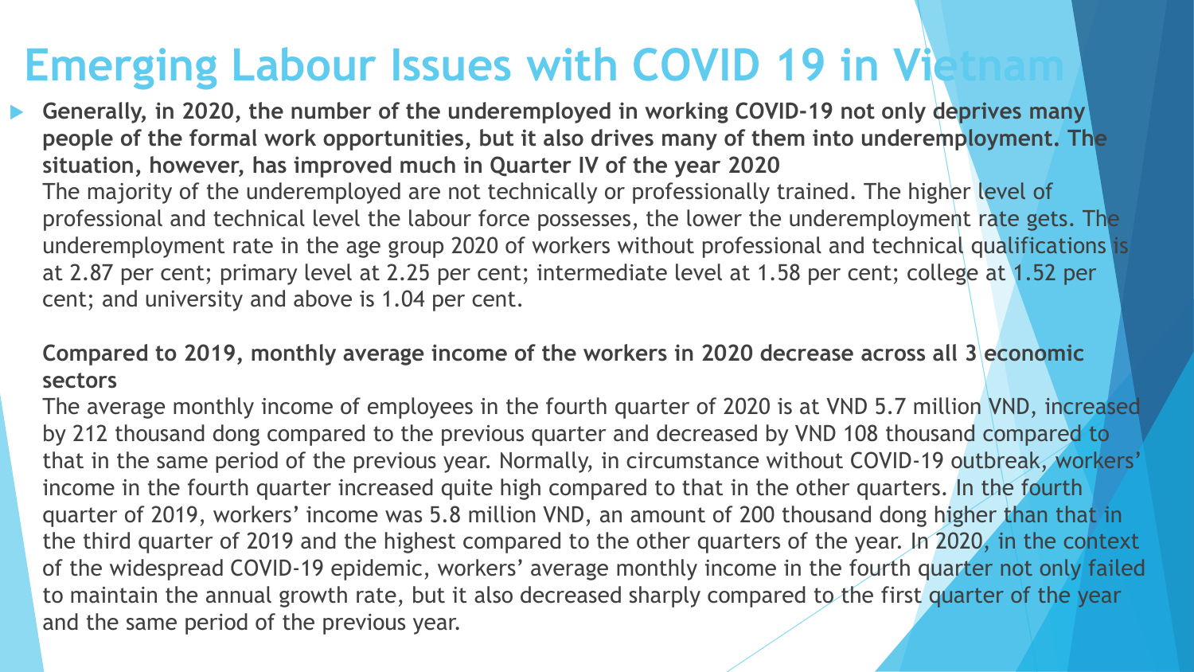# Emerging Labour Issues with COVID 19 in Vietnam

- **Generally, in 2020, the number of the underemployed in working COVID-19 not only deprives many people of the formal work opportunities, but it also drives many of them into underemployment. The situation, however, has improved much in Quarter IV of the year 2020**

  The majority of the underemployed are not technically or professionally trained. The higher level of professional and technical level the labour force possesses, the lower the underemployment rate gets. The underemployment rate in the age group 2020 of workers without professional and technical qualifications is at 2.87 per cent; primary level at 2.25 per cent; intermediate level at 1.58 per cent; college at 1.52 per cent; and university and above is 1.04 per cent.

  **Compared to 2019, monthly average income of the workers in 2020 decrease across all 3 economic sectors**

  The average monthly income of employees in the fourth quarter of 2020 is at VND 5.7 million VND, increased by 212 thousand dong compared to the previous quarter and decreased by VND 108 thousand compared to that in the same period of the previous year. Normally, in circumstance without COVID-19 outbreak, workers' income in the fourth quarter increased quite high compared to that in the other quarters. In the fourth quarter of 2019, workers' income was 5.8 million VND, an amount of 200 thousand dong higher than that in the third quarter of 2019 and the highest compared to the other quarters of the year. In 2020, in the context of the widespread COVID-19 epidemic, workers' average monthly income in the fourth quarter not only failed to maintain the annual growth rate, but it also decreased sharply compared to the first quarter of the year and the same period of the previous year.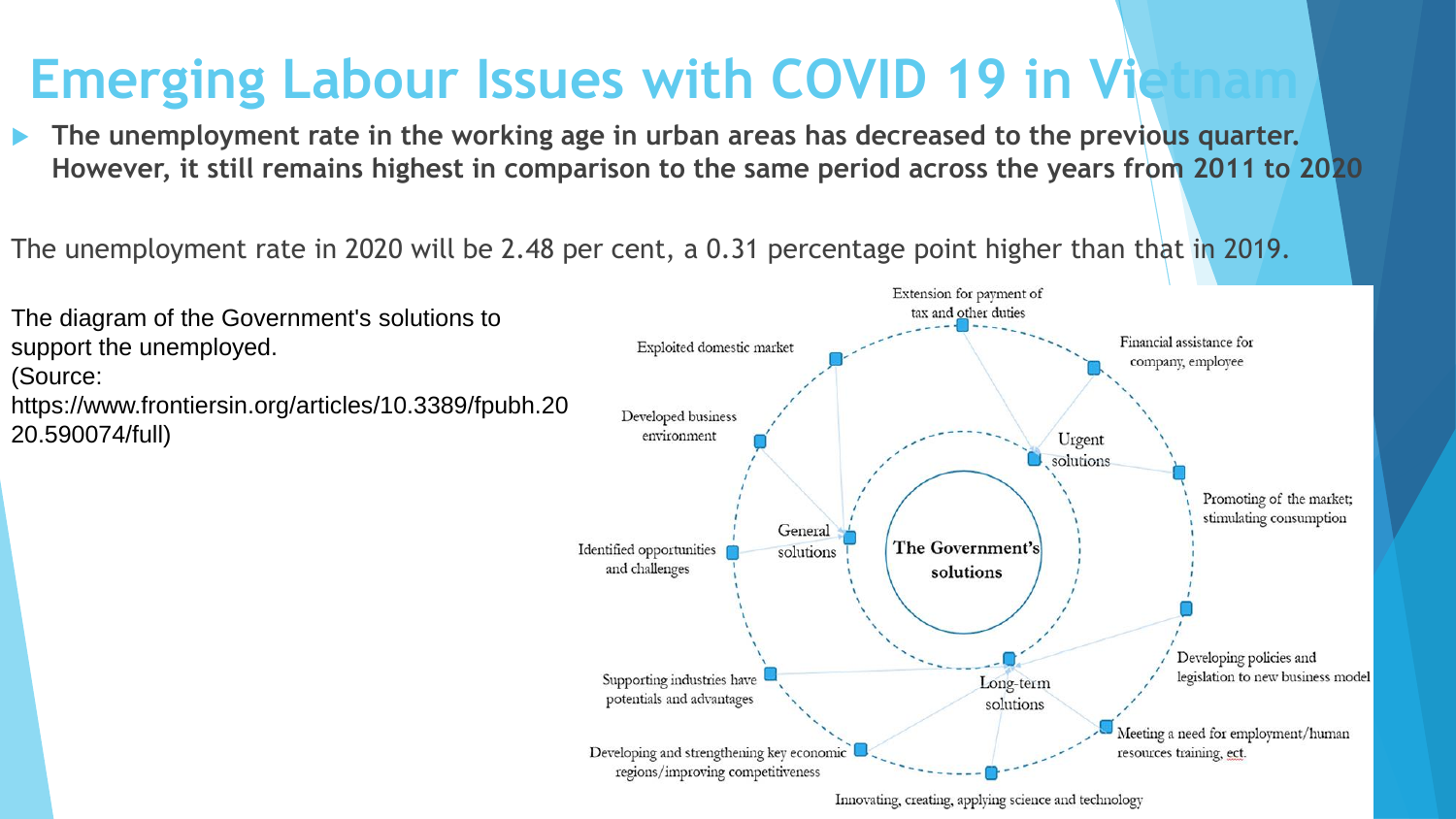# Emerging Labour Issues with COVID 19 in Vietnam

- **The unemployment rate in the working age in urban areas has decreased to the previous quarter. However, it still remains highest in comparison to the same period across the years from 2011 to 2020**

The unemployment rate in 2020 will be 2.48 per cent, a 0.31 percentage point higher than that in 2019.

The diagram of the Government's solutions to support the unemployed.
(Source: https://www.frontiersin.org/articles/10.3389/fpubh.2020.590074/full)

The Government's solutions

General solutions
- Exploited domestic market
- Developed business environment
- Identified opportunities and challenges

Urgent solutions
- Extension for payment of tax and other duties
- Financial assistance for company, employee
- Promoting of the market; stimulating consumption

Long-term solutions
- Developing policies and legislation to new business model
- Meeting a need for employment/human resources training, ect.
- Innovating, creating, applying science and technology
- Developing and strengthening key economic regions/improving competitiveness
- Supporting industries have potentials and advantages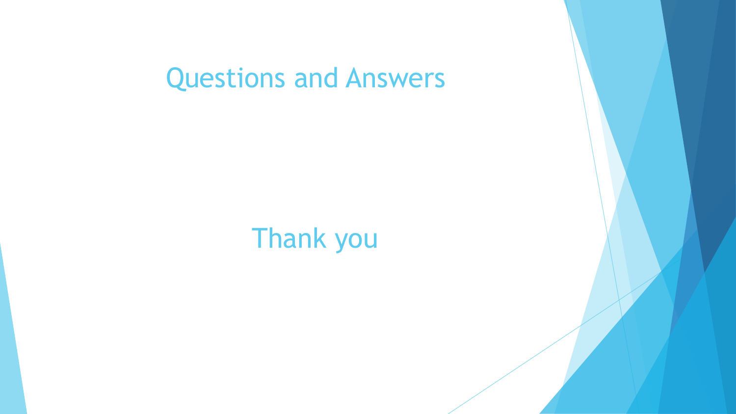# Questions and Answers

Thank you